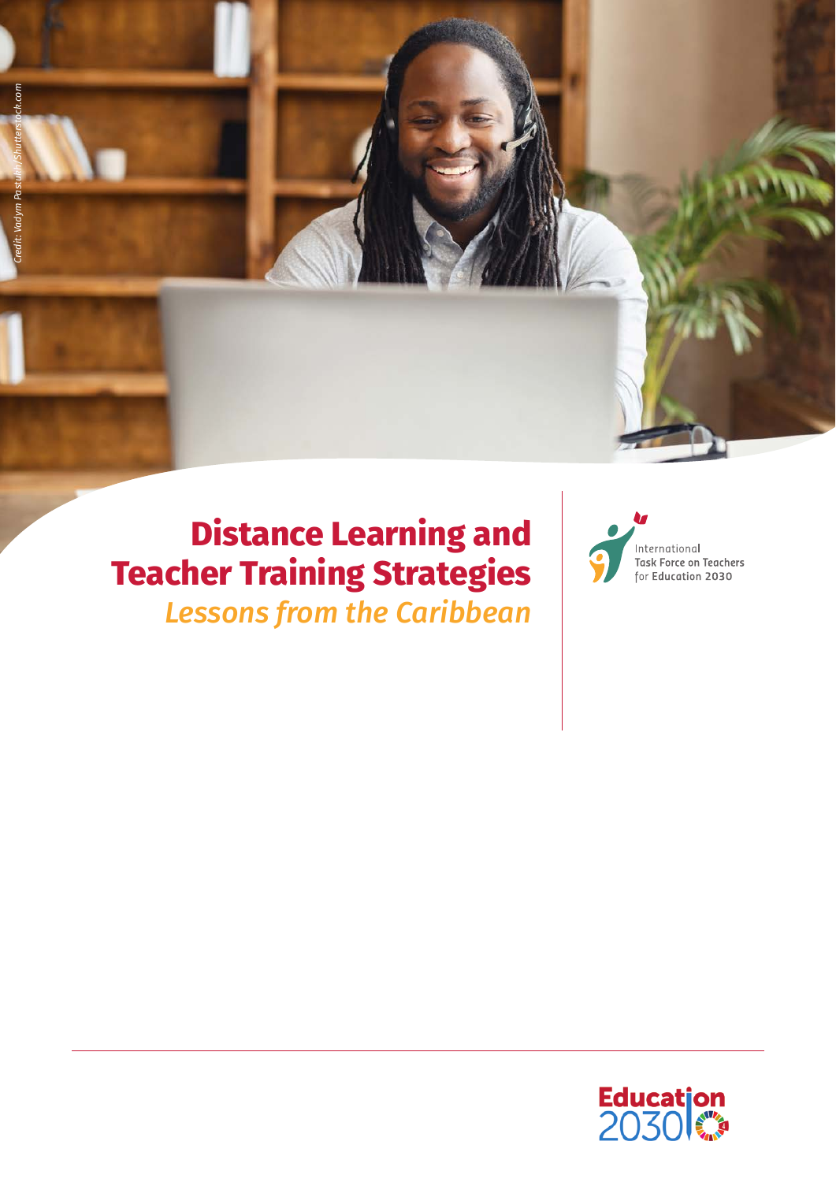# Distance Learning and Teacher Training Strategies

*Lessons from the Caribbean*

International Task Force on Teachers for Education 2030

Credit: Vadym Pastukh/Shutterstock.com

Education 2030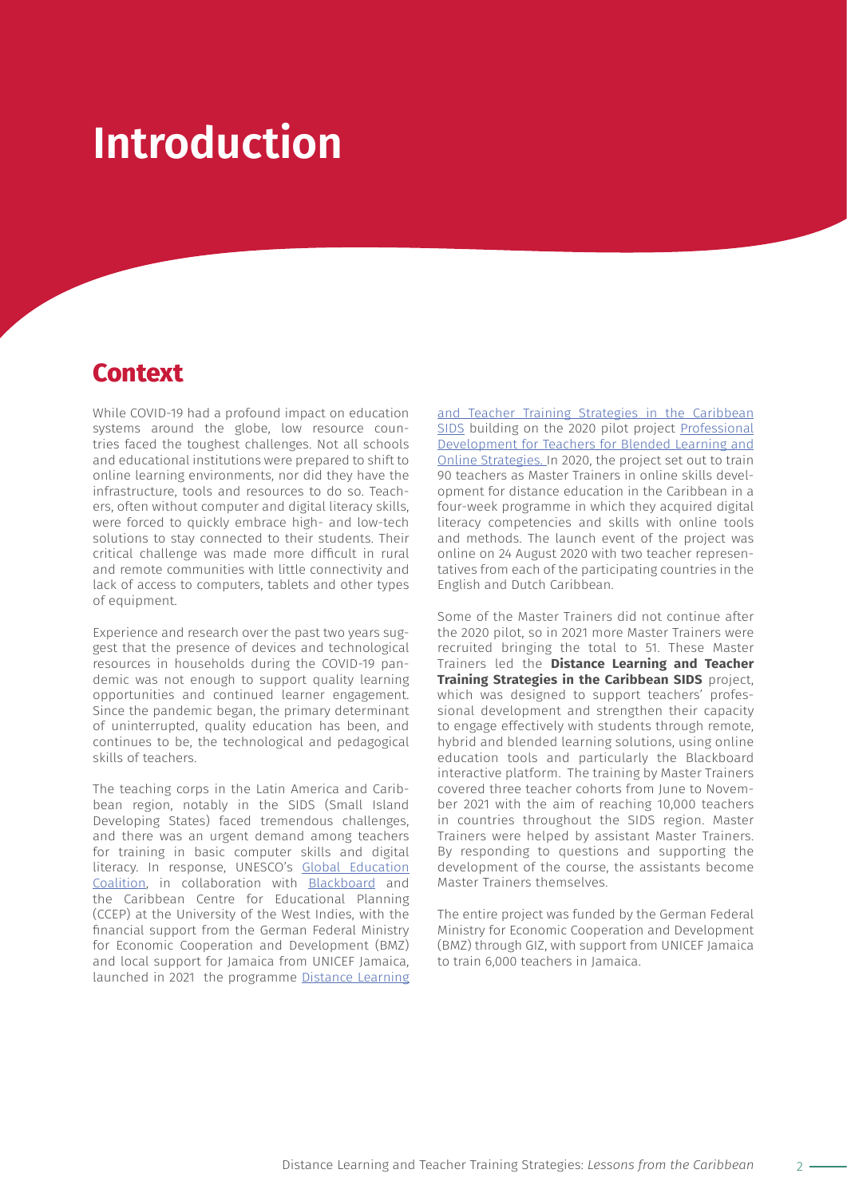# Introduction

## Context

While COVID-19 had a profound impact on education systems around the globe, low resource countries faced the toughest challenges. Not all schools and educational institutions were prepared to shift to online learning environments, nor did they have the infrastructure, tools and resources to do so. Teachers, often without computer and digital literacy skills, were forced to quickly embrace high- and low-tech solutions to stay connected to their students. Their critical challenge was made more difficult in rural and remote communities with little connectivity and lack of access to computers, tablets and other types of equipment.

Experience and research over the past two years suggest that the presence of devices and technological resources in households during the COVID-19 pandemic was not enough to support quality learning opportunities and continued learner engagement. Since the pandemic began, the primary determinant of uninterrupted, quality education has been, and continues to be, the technological and pedagogical skills of teachers.

The teaching corps in the Latin America and Caribbean region, notably in the SIDS (Small Island Developing States) faced tremendous challenges, and there was an urgent demand among teachers for training in basic computer skills and digital literacy. In response, UNESCO's Global Education Coalition, in collaboration with Blackboard and the Caribbean Centre for Educational Planning (CCEP) at the University of the West Indies, with the financial support from the German Federal Ministry for Economic Cooperation and Development (BMZ) and local support for Jamaica from UNICEF Jamaica, launched in 2021 the programme Distance Learning and Teacher Training Strategies in the Caribbean SIDS building on the 2020 pilot project Professional Development for Teachers for Blended Learning and Online Strategies. In 2020, the project set out to train 90 teachers as Master Trainers in online skills development for distance education in the Caribbean in a four-week programme in which they acquired digital literacy competencies and skills with online tools and methods. The launch event of the project was online on 24 August 2020 with two teacher representatives from each of the participating countries in the English and Dutch Caribbean.

Some of the Master Trainers did not continue after the 2020 pilot, so in 2021 more Master Trainers were recruited bringing the total to 51. These Master Trainers led the **Distance Learning and Teacher Training Strategies in the Caribbean SIDS** project, which was designed to support teachers' professional development and strengthen their capacity to engage effectively with students through remote, hybrid and blended learning solutions, using online education tools and particularly the Blackboard interactive platform. The training by Master Trainers covered three teacher cohorts from June to November 2021 with the aim of reaching 10,000 teachers in countries throughout the SIDS region. Master Trainers were helped by assistant Master Trainers. By responding to questions and supporting the development of the course, the assistants become Master Trainers themselves.

The entire project was funded by the German Federal Ministry for Economic Cooperation and Development (BMZ) through GIZ, with support from UNICEF Jamaica to train 6,000 teachers in Jamaica.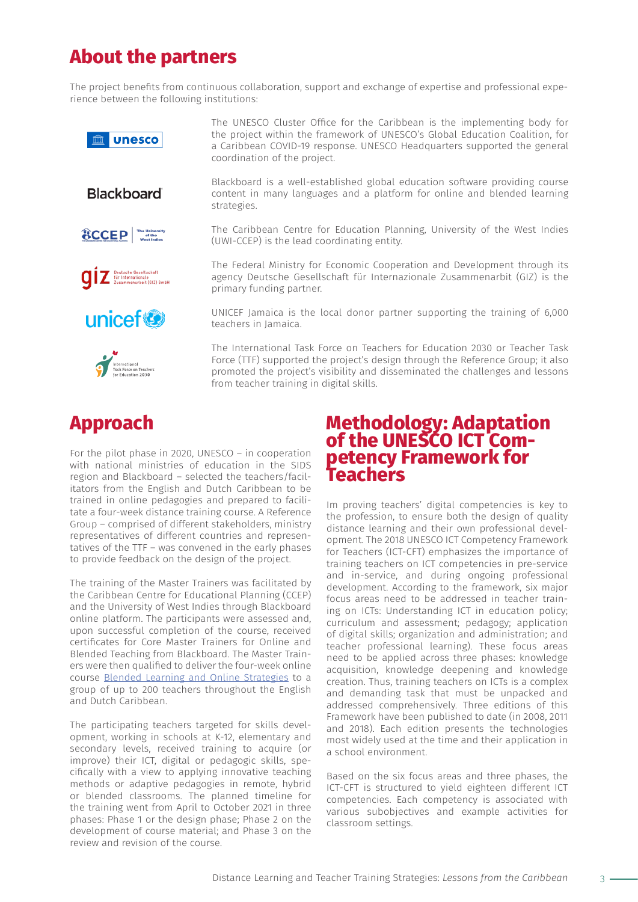## About the partners

The project benefits from continuous collaboration, support and exchange of expertise and professional experience between the following institutions:

The UNESCO Cluster Office for the Caribbean is the implementing body for the project within the framework of UNESCO's Global Education Coalition, for a Caribbean COVID-19 response. UNESCO Headquarters supported the general coordination of the project.

Blackboard is a well-established global education software providing course content in many languages and a platform for online and blended learning strategies.

The Caribbean Centre for Education Planning, University of the West Indies (UWI-CCEP) is the lead coordinating entity.

The Federal Ministry for Economic Cooperation and Development through its agency Deutsche Gesellschaft für Internazionale Zusammenarbeit (GIZ) is the primary funding partner.

UNICEF Jamaica is the local donor partner supporting the training of 6,000 teachers in Jamaica.

The International Task Force on Teachers for Education 2030 or Teacher Task Force (TTF) supported the project's design through the Reference Group; it also promoted the project's visibility and disseminated the challenges and lessons from teacher training in digital skills.

## Approach

For the pilot phase in 2020, UNESCO – in cooperation with national ministries of education in the SIDS region and Blackboard – selected the teachers/facilitators from the English and Dutch Caribbean to be trained in online pedagogies and prepared to facilitate a four-week distance training course. A Reference Group – comprised of different stakeholders, ministry representatives of different countries and representatives of the TTF – was convened in the early phases to provide feedback on the design of the project.

The training of the Master Trainers was facilitated by the Caribbean Centre for Educational Planning (CCEP) and the University of West Indies through Blackboard online platform. The participants were assessed and, upon successful completion of the course, received certificates for Core Master Trainers for Online and Blended Teaching from Blackboard. The Master Trainers were then qualified to deliver the four-week online course Blended Learning and Online Strategies to a group of up to 200 teachers throughout the English and Dutch Caribbean.

The participating teachers targeted for skills development, working in schools at K-12, elementary and secondary levels, received training to acquire (or improve) their ICT, digital or pedagogic skills, specifically with a view to applying innovative teaching methods or adaptive pedagogies in remote, hybrid or blended classrooms. The planned timeline for the training went from April to October 2021 in three phases: Phase 1 or the design phase; Phase 2 on the development of course material; and Phase 3 on the review and revision of the course.

## Methodology: Adaptation of the UNESCO ICT Competency Framework for Teachers

Im proving teachers' digital competencies is key to the profession, to ensure both the design of quality distance learning and their own professional development. The 2018 UNESCO ICT Competency Framework for Teachers (ICT-CFT) emphasizes the importance of training teachers on ICT competencies in pre-service and in-service, and during ongoing professional development. According to the framework, six major focus areas need to be addressed in teacher training on ICTs: Understanding ICT in education policy; curriculum and assessment; pedagogy; application of digital skills; organization and administration; and teacher professional learning). These focus areas need to be applied across three phases: knowledge acquisition, knowledge deepening and knowledge creation. Thus, training teachers on ICTs is a complex and demanding task that must be unpacked and addressed comprehensively. Three editions of this Framework have been published to date (in 2008, 2011 and 2018). Each edition presents the technologies most widely used at the time and their application in a school environment.

Based on the six focus areas and three phases, the ICT-CFT is structured to yield eighteen different ICT competencies. Each competency is associated with various subobjectives and example activities for classroom settings.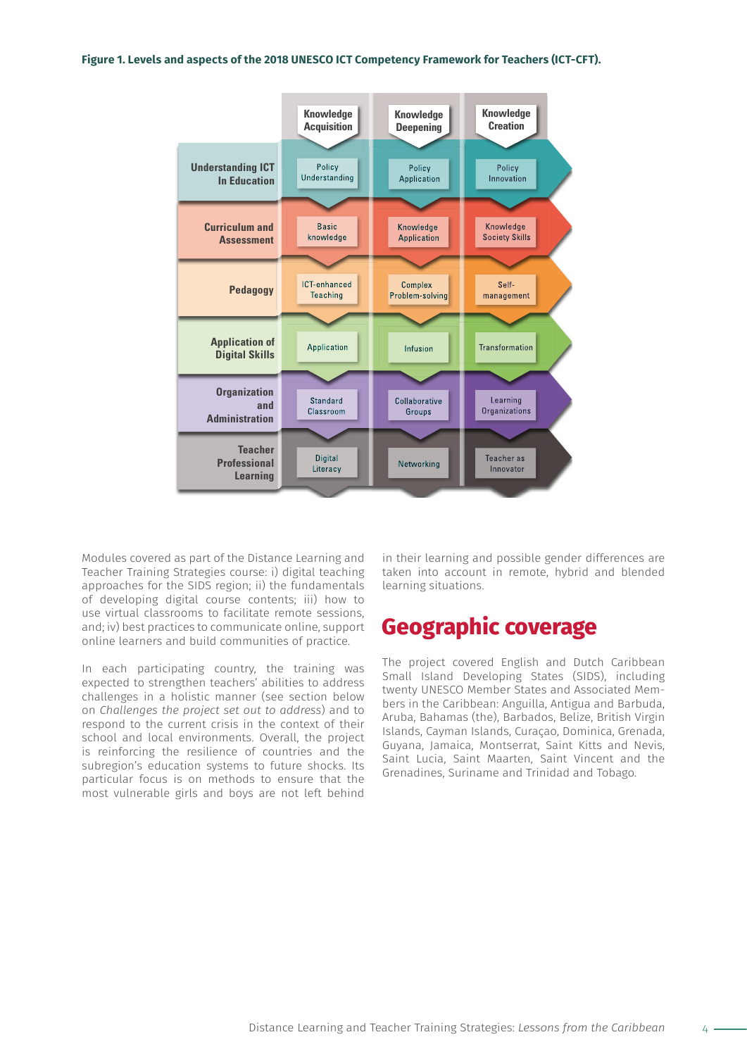**Figure 1. Levels and aspects of the 2018 UNESCO ICT Competency Framework for Teachers (ICT-CFT).**

| | Knowledge Acquisition | Knowledge Deepening | Knowledge Creation |
|---|---|---|---|
| Understanding ICT In Education | Policy Understanding | Policy Application | Policy Innovation |
| Curriculum and Assessment | Basic knowledge | Knowledge Application | Knowledge Society Skills |
| Pedagogy | ICT-enhanced Teaching | Complex Problem-solving | Self-management |
| Application of Digital Skills | Application | Infusion | Transformation |
| Organization and Administration | Standard Classroom | Collaborative Groups | Learning Organizations |
| Teacher Professional Learning | Digital Literacy | Networking | Teacher as Innovator |

Modules covered as part of the Distance Learning and Teacher Training Strategies course: i) digital teaching approaches for the SIDS region; ii) the fundamentals of developing digital course contents; iii) how to use virtual classrooms to facilitate remote sessions, and; iv) best practices to communicate online, support online learners and build communities of practice.

In each participating country, the training was expected to strengthen teachers' abilities to address challenges in a holistic manner (see section below on *Challenges the project set out to address*) and to respond to the current crisis in the context of their school and local environments. Overall, the project is reinforcing the resilience of countries and the subregion's education systems to future shocks. Its particular focus is on methods to ensure that the most vulnerable girls and boys are not left behind in their learning and possible gender differences are taken into account in remote, hybrid and blended learning situations.

# Geographic coverage

The project covered English and Dutch Caribbean Small Island Developing States (SIDS), including twenty UNESCO Member States and Associated Members in the Caribbean: Anguilla, Antigua and Barbuda, Aruba, Bahamas (the), Barbados, Belize, British Virgin Islands, Cayman Islands, Curaçao, Dominica, Grenada, Guyana, Jamaica, Montserrat, Saint Kitts and Nevis, Saint Lucia, Saint Maarten, Saint Vincent and the Grenadines, Suriname and Trinidad and Tobago.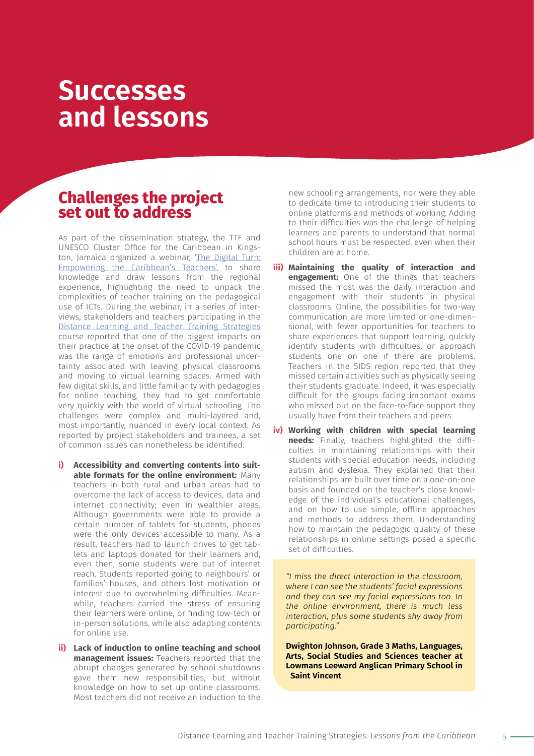# Successes and lessons

## Challenges the project set out to address

As part of the dissemination strategy, the TTF and UNESCO Cluster Office for the Caribbean in Kingston, Jamaica organized a webinar, 'The Digital Turn: Empowering the Caribbean's Teachers', to share knowledge and draw lessons from the regional experience, highlighting the need to unpack the complexities of teacher training on the pedagogical use of ICTs. During the webinar, in a series of interviews, stakeholders and teachers participating in the Distance Learning and Teacher Training Strategies course reported that one of the biggest impacts on their practice at the onset of the COVID-19 pandemic was the range of emotions and professional uncertainty associated with leaving physical classrooms and moving to virtual learning spaces. Armed with few digital skills, and little familiarity with pedagogies for online teaching, they had to get comfortable very quickly with the world of virtual schooling. The challenges were complex and multi-layered and, most importantly, nuanced in every local context. As reported by project stakeholders and trainees, a set of common issues can nonetheless be identified:

- **i) Accessibility and converting contents into suitable formats for the online environment:** Many teachers in both rural and urban areas had to overcome the lack of access to devices, data and internet connectivity; even in wealthier areas. Although governments were able to provide a certain number of tablets for students, phones were the only devices accessible to many. As a result, teachers had to launch drives to get tablets and laptops donated for their learners and, even then, some students were out of internet reach. Students reported going to neighbours' or families' houses, and others lost motivation or interest due to overwhelming difficulties. Meanwhile, teachers carried the stress of ensuring their learners were online, or finding low-tech or in-person solutions, while also adapting contents for online use.
- **ii) Lack of induction to online teaching and school management issues:** Teachers reported that the abrupt changes generated by school shutdowns gave them new responsibilities, but without knowledge on how to set up online classrooms. Most teachers did not receive an induction to the new schooling arrangements, nor were they able to dedicate time to introducing their students to online platforms and methods of working. Adding to their difficulties was the challenge of helping learners and parents to understand that normal school hours must be respected, even when their children are at home.
- **iii) Maintaining the quality of interaction and engagement:** One of the things that teachers missed the most was the daily interaction and engagement with their students in physical classrooms. Online, the possibilities for two-way communication are more limited or one-dimensional, with fewer opportunities for teachers to share experiences that support learning, quickly identify students with difficulties, or approach students one on one if there are problems. Teachers in the SIDS region reported that they missed certain activities such as physically seeing their students graduate. Indeed, it was especially difficult for the groups facing important exams who missed out on the face-to-face support they usually have from their teachers and peers.
- **iv) Working with children with special learning needs:** Finally, teachers highlighted the difficulties in maintaining relationships with their students with special education needs, including autism and dyslexia. They explained that their relationships are built over time on a one-on-one basis and founded on the teacher's close knowledge of the individual's educational challenges, and on how to use simple, offline approaches and methods to address them. Understanding how to maintain the pedagogic quality of these relationships in online settings posed a specific set of difficulties.

> *"I miss the direct interaction in the classroom, where I can see the students' facial expressions and they can see my facial expressions too. In the online environment, there is much less interaction, plus some students shy away from participating."*
>
> **Dwighton Johnson, Grade 3 Maths, Languages, Arts, Social Studies and Sciences teacher at Lowmans Leeward Anglican Primary School in Saint Vincent**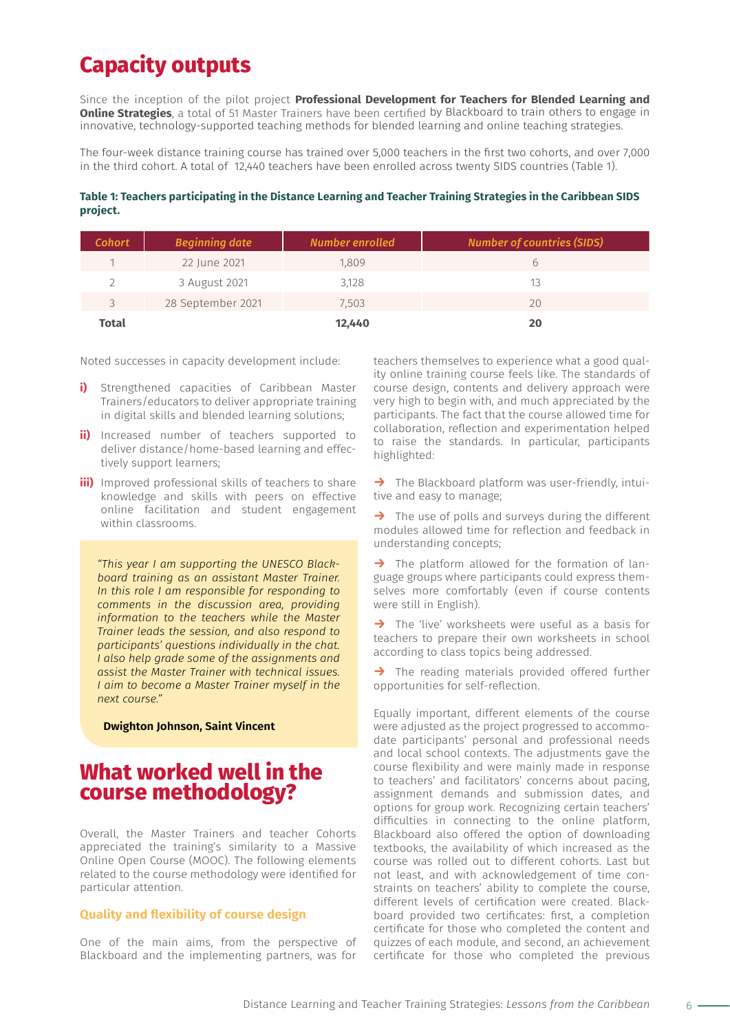# Capacity outputs

Since the inception of the pilot project **Professional Development for Teachers for Blended Learning and Online Strategies**, a total of 51 Master Trainers have been certified by Blackboard to train others to engage in innovative, technology-supported teaching methods for blended learning and online teaching strategies.

The four-week distance training course has trained over 5,000 teachers in the first two cohorts, and over 7,000 in the third cohort. A total of 12,440 teachers have been enrolled across twenty SIDS countries (Table 1).

**Table 1: Teachers participating in the Distance Learning and Teacher Training Strategies in the Caribbean SIDS project.**

| Cohort | Beginning date | Number enrolled | Number of countries (SIDS) |
|---|---|---|---|
| 1 | 22 June 2021 | 1,809 | 6 |
| 2 | 3 August 2021 | 3,128 | 13 |
| 3 | 28 September 2021 | 7,503 | 20 |
| **Total** | | **12,440** | **20** |

Noted successes in capacity development include:

**i)** Strengthened capacities of Caribbean Master Trainers/educators to deliver appropriate training in digital skills and blended learning solutions;

**ii)** Increased number of teachers supported to deliver distance/home-based learning and effectively support learners;

**iii)** Improved professional skills of teachers to share knowledge and skills with peers on effective online facilitation and student engagement within classrooms.

> *"This year I am supporting the UNESCO Blackboard training as an assistant Master Trainer. In this role I am responsible for responding to comments in the discussion area, providing information to the teachers while the Master Trainer leads the session, and also respond to participants' questions individually in the chat. I also help grade some of the assignments and assist the Master Trainer with technical issues. I aim to become a Master Trainer myself in the next course."*
>
> **Dwighton Johnson, Saint Vincent**

# What worked well in the course methodology?

Overall, the Master Trainers and teacher Cohorts appreciated the training's similarity to a Massive Online Open Course (MOOC). The following elements related to the course methodology were identified for particular attention.

### Quality and flexibility of course design

One of the main aims, from the perspective of Blackboard and the implementing partners, was for teachers themselves to experience what a good quality online training course feels like. The standards of course design, contents and delivery approach were very high to begin with, and much appreciated by the participants. The fact that the course allowed time for collaboration, reflection and experimentation helped to raise the standards. In particular, participants highlighted:

- The Blackboard platform was user-friendly, intuitive and easy to manage;
- The use of polls and surveys during the different modules allowed time for reflection and feedback in understanding concepts;
- The platform allowed for the formation of language groups where participants could express themselves more comfortably (even if course contents were still in English).
- The 'live' worksheets were useful as a basis for teachers to prepare their own worksheets in school according to class topics being addressed.
- The reading materials provided offered further opportunities for self-reflection.

Equally important, different elements of the course were adjusted as the project progressed to accommodate participants' personal and professional needs and local school contexts. The adjustments gave the course flexibility and were mainly made in response to teachers' and facilitators' concerns about pacing, assignment demands and submission dates, and options for group work. Recognizing certain teachers' difficulties in connecting to the online platform, Blackboard also offered the option of downloading textbooks, the availability of which increased as the course was rolled out to different cohorts. Last but not least, and with acknowledgement of time constraints on teachers' ability to complete the course, different levels of certification were created. Blackboard provided two certificates: first, a completion certificate for those who completed the content and quizzes of each module, and second, an achievement certificate for those who completed the previous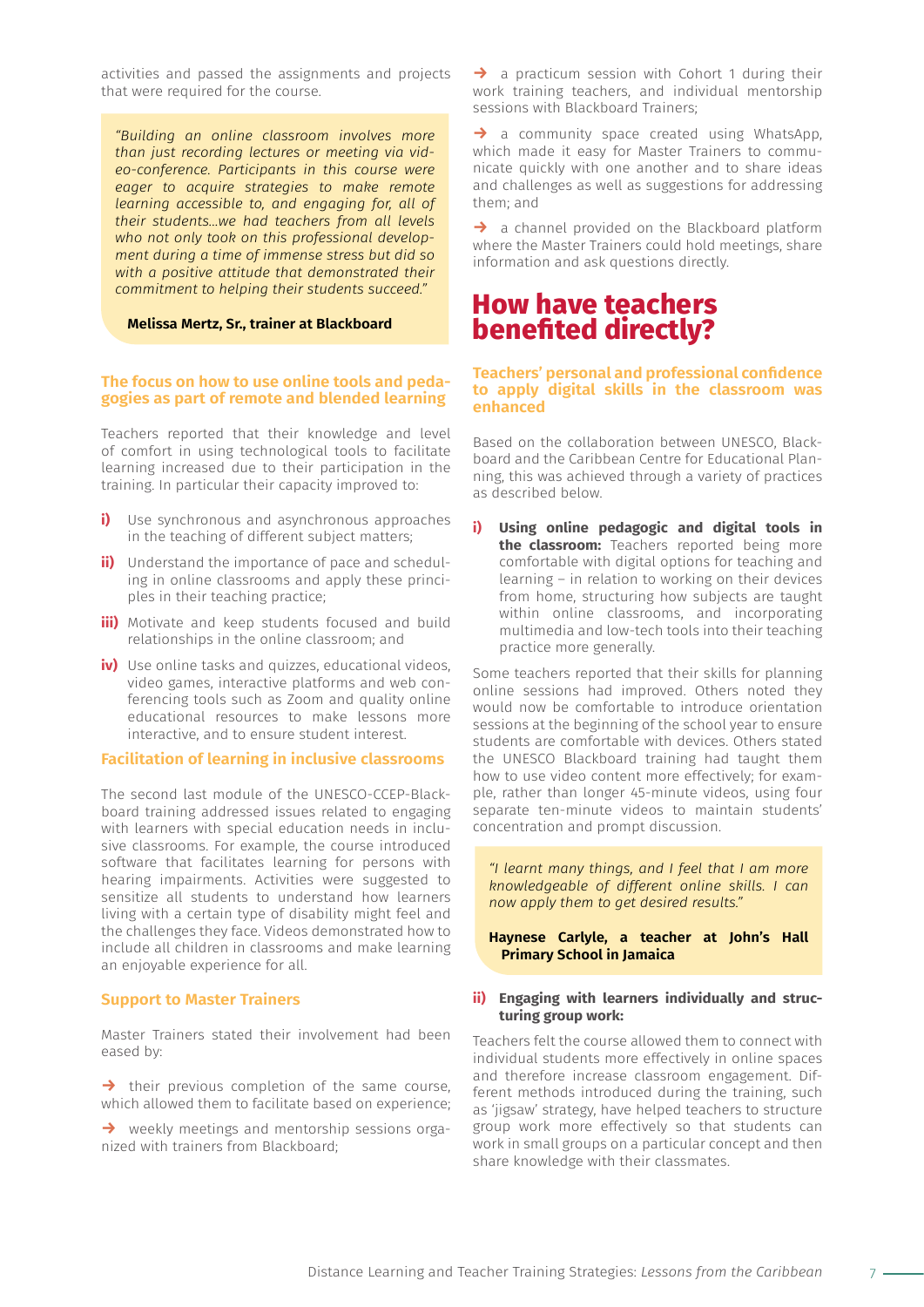activities and passed the assignments and projects that were required for the course.

> *"Building an online classroom involves more than just recording lectures or meeting via video-conference. Participants in this course were eager to acquire strategies to make remote learning accessible to, and engaging for, all of their students...we had teachers from all levels who not only took on this professional development during a time of immense stress but did so with a positive attitude that demonstrated their commitment to helping their students succeed."*
>
> **Melissa Mertz, Sr., trainer at Blackboard**

### The focus on how to use online tools and pedagogies as part of remote and blended learning

Teachers reported that their knowledge and level of comfort in using technological tools to facilitate learning increased due to their participation in the training. In particular their capacity improved to:

**i)** Use synchronous and asynchronous approaches in the teaching of different subject matters;

**ii)** Understand the importance of pace and scheduling in online classrooms and apply these principles in their teaching practice;

**iii)** Motivate and keep students focused and build relationships in the online classroom; and

**iv)** Use online tasks and quizzes, educational videos, video games, interactive platforms and web conferencing tools such as Zoom and quality online educational resources to make lessons more interactive, and to ensure student interest.

### Facilitation of learning in inclusive classrooms

The second last module of the UNESCO-CCEP-Blackboard training addressed issues related to engaging with learners with special education needs in inclusive classrooms. For example, the course introduced software that facilitates learning for persons with hearing impairments. Activities were suggested to sensitize all students to understand how learners living with a certain type of disability might feel and the challenges they face. Videos demonstrated how to include all children in classrooms and make learning an enjoyable experience for all.

### Support to Master Trainers

Master Trainers stated their involvement had been eased by:

→ their previous completion of the same course, which allowed them to facilitate based on experience;

→ weekly meetings and mentorship sessions organized with trainers from Blackboard;

→ a practicum session with Cohort 1 during their work training teachers, and individual mentorship sessions with Blackboard Trainers;

→ a community space created using WhatsApp, which made it easy for Master Trainers to communicate quickly with one another and to share ideas and challenges as well as suggestions for addressing them; and

→ a channel provided on the Blackboard platform where the Master Trainers could hold meetings, share information and ask questions directly.

## How have teachers benefited directly?

### Teachers' personal and professional confidence to apply digital skills in the classroom was enhanced

Based on the collaboration between UNESCO, Blackboard and the Caribbean Centre for Educational Planning, this was achieved through a variety of practices as described below.

**i) Using online pedagogic and digital tools in the classroom:** Teachers reported being more comfortable with digital options for teaching and learning – in relation to working on their devices from home, structuring how subjects are taught within online classrooms, and incorporating multimedia and low-tech tools into their teaching practice more generally.

Some teachers reported that their skills for planning online sessions had improved. Others noted they would now be comfortable to introduce orientation sessions at the beginning of the school year to ensure students are comfortable with devices. Others stated the UNESCO Blackboard training had taught them how to use video content more effectively; for example, rather than longer 45-minute videos, using four separate ten-minute videos to maintain students' concentration and prompt discussion.

> *"I learnt many things, and I feel that I am more knowledgeable of different online skills. I can now apply them to get desired results."*
>
> **Haynese Carlyle, a teacher at John's Hall Primary School in Jamaica**

**ii) Engaging with learners individually and structuring group work:**

Teachers felt the course allowed them to connect with individual students more effectively in online spaces and therefore increase classroom engagement. Different methods introduced during the training, such as 'jigsaw' strategy, have helped teachers to structure group work more effectively so that students can work in small groups on a particular concept and then share knowledge with their classmates.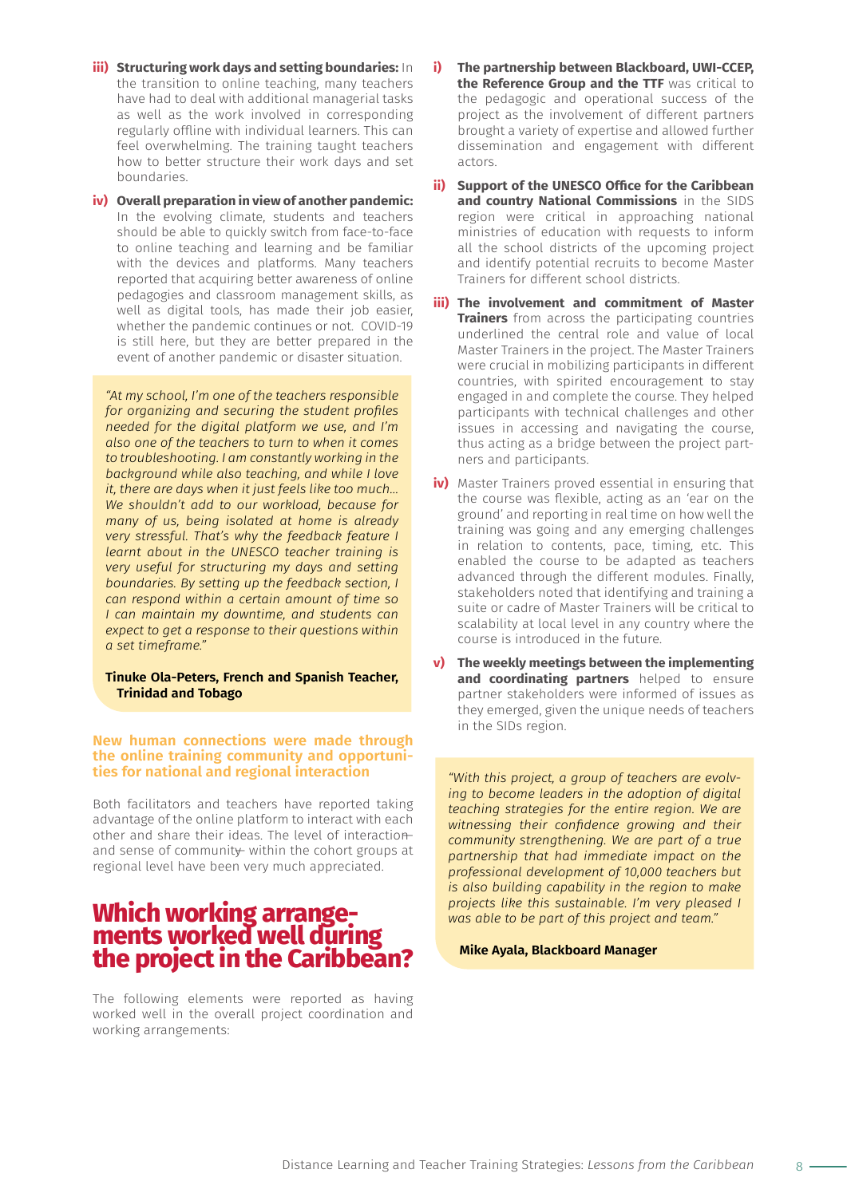**iii) Structuring work days and setting boundaries:** In the transition to online teaching, many teachers have had to deal with additional managerial tasks as well as the work involved in corresponding regularly offline with individual learners. This can feel overwhelming. The training taught teachers how to better structure their work days and set boundaries.

**iv) Overall preparation in view of another pandemic:** In the evolving climate, students and teachers should be able to quickly switch from face-to-face to online teaching and learning and be familiar with the devices and platforms. Many teachers reported that acquiring better awareness of online pedagogies and classroom management skills, as well as digital tools, has made their job easier, whether the pandemic continues or not. COVID-19 is still here, but they are better prepared in the event of another pandemic or disaster situation.

> *"At my school, I'm one of the teachers responsible for organizing and securing the student profiles needed for the digital platform we use, and I'm also one of the teachers to turn to when it comes to troubleshooting. I am constantly working in the background while also teaching, and while I love it, there are days when it just feels like too much… We shouldn't add to our workload, because for many of us, being isolated at home is already very stressful. That's why the feedback feature I learnt about in the UNESCO teacher training is very useful for structuring my days and setting boundaries. By setting up the feedback section, I can respond within a certain amount of time so I can maintain my downtime, and students can expect to get a response to their questions within a set timeframe."*
>
> **Tinuke Ola-Peters, French and Spanish Teacher, Trinidad and Tobago**

### New human connections were made through the online training community and opportunities for national and regional interaction

Both facilitators and teachers have reported taking advantage of the online platform to interact with each other and share their ideas. The level of interaction and sense of community within the cohort groups at regional level have been very much appreciated.

## Which working arrangements worked well during the project in the Caribbean?

The following elements were reported as having worked well in the overall project coordination and working arrangements:

**i) The partnership between Blackboard, UWI-CCEP, the Reference Group and the TTF** was critical to the pedagogic and operational success of the project as the involvement of different partners brought a variety of expertise and allowed further dissemination and engagement with different actors.

**ii) Support of the UNESCO Office for the Caribbean and country National Commissions** in the SIDS region were critical in approaching national ministries of education with requests to inform all the school districts of the upcoming project and identify potential recruits to become Master Trainers for different school districts.

**iii) The involvement and commitment of Master Trainers** from across the participating countries underlined the central role and value of local Master Trainers in the project. The Master Trainers were crucial in mobilizing participants in different countries, with spirited encouragement to stay engaged in and complete the course. They helped participants with technical challenges and other issues in accessing and navigating the course, thus acting as a bridge between the project partners and participants.

**iv)** Master Trainers proved essential in ensuring that the course was flexible, acting as an 'ear on the ground' and reporting in real time on how well the training was going and any emerging challenges in relation to contents, pace, timing, etc. This enabled the course to be adapted as teachers advanced through the different modules. Finally, stakeholders noted that identifying and training a suite or cadre of Master Trainers will be critical to scalability at local level in any country where the course is introduced in the future.

**v) The weekly meetings between the implementing and coordinating partners** helped to ensure partner stakeholders were informed of issues as they emerged, given the unique needs of teachers in the SIDs region.

> *"With this project, a group of teachers are evolving to become leaders in the adoption of digital teaching strategies for the entire region. We are witnessing their confidence growing and their community strengthening. We are part of a true partnership that had immediate impact on the professional development of 10,000 teachers but is also building capability in the region to make projects like this sustainable. I'm very pleased I was able to be part of this project and team."*
>
> **Mike Ayala, Blackboard Manager**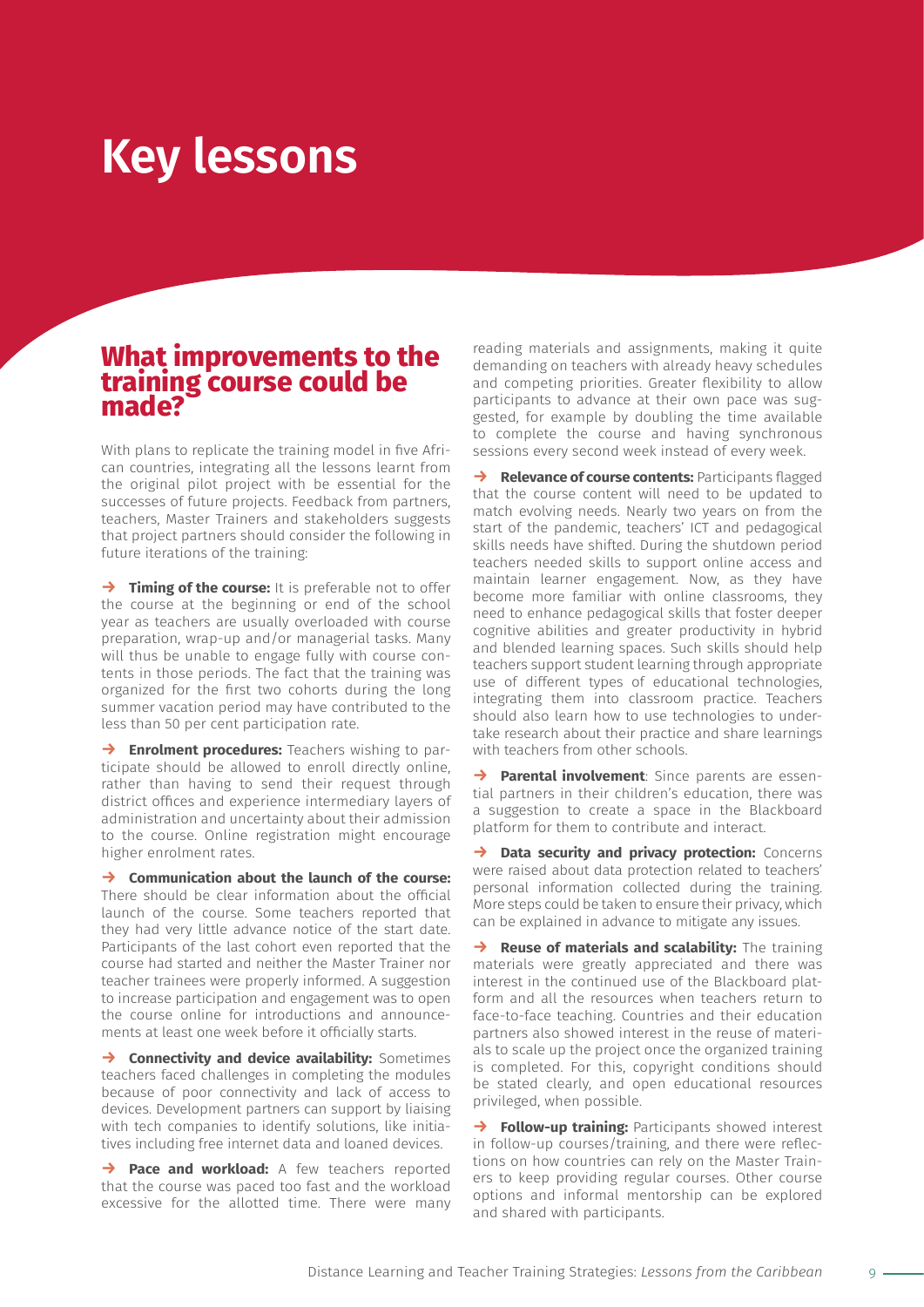# Key lessons

## What improvements to the training course could be made?

With plans to replicate the training model in five African countries, integrating all the lessons learnt from the original pilot project with be essential for the successes of future projects. Feedback from partners, teachers, Master Trainers and stakeholders suggests that project partners should consider the following in future iterations of the training:

→ **Timing of the course:** It is preferable not to offer the course at the beginning or end of the school year as teachers are usually overloaded with course preparation, wrap-up and/or managerial tasks. Many will thus be unable to engage fully with course contents in those periods. The fact that the training was organized for the first two cohorts during the long summer vacation period may have contributed to the less than 50 per cent participation rate.

→ **Enrolment procedures:** Teachers wishing to participate should be allowed to enroll directly online, rather than having to send their request through district offices and experience intermediary layers of administration and uncertainty about their admission to the course. Online registration might encourage higher enrolment rates.

→ **Communication about the launch of the course:** There should be clear information about the official launch of the course. Some teachers reported that they had very little advance notice of the start date. Participants of the last cohort even reported that the course had started and neither the Master Trainer nor teacher trainees were properly informed. A suggestion to increase participation and engagement was to open the course online for introductions and announcements at least one week before it officially starts.

→ **Connectivity and device availability:** Sometimes teachers faced challenges in completing the modules because of poor connectivity and lack of access to devices. Development partners can support by liaising with tech companies to identify solutions, like initiatives including free internet data and loaned devices.

→ **Pace and workload:** A few teachers reported that the course was paced too fast and the workload excessive for the allotted time. There were many reading materials and assignments, making it quite demanding on teachers with already heavy schedules and competing priorities. Greater flexibility to allow participants to advance at their own pace was suggested, for example by doubling the time available to complete the course and having synchronous sessions every second week instead of every week.

→ **Relevance of course contents:** Participants flagged that the course content will need to be updated to match evolving needs. Nearly two years on from the start of the pandemic, teachers' ICT and pedagogical skills needs have shifted. During the shutdown period teachers needed skills to support online access and maintain learner engagement. Now, as they have become more familiar with online classrooms, they need to enhance pedagogical skills that foster deeper cognitive abilities and greater productivity in hybrid and blended learning spaces. Such skills should help teachers support student learning through appropriate use of different types of educational technologies, integrating them into classroom practice. Teachers should also learn how to use technologies to undertake research about their practice and share learnings with teachers from other schools.

→ **Parental involvement**: Since parents are essential partners in their children's education, there was a suggestion to create a space in the Blackboard platform for them to contribute and interact.

→ **Data security and privacy protection:** Concerns were raised about data protection related to teachers' personal information collected during the training. More steps could be taken to ensure their privacy, which can be explained in advance to mitigate any issues.

→ **Reuse of materials and scalability:** The training materials were greatly appreciated and there was interest in the continued use of the Blackboard platform and all the resources when teachers return to face-to-face teaching. Countries and their education partners also showed interest in the reuse of materials to scale up the project once the organized training is completed. For this, copyright conditions should be stated clearly, and open educational resources privileged, when possible.

→ **Follow-up training:** Participants showed interest in follow-up courses/training, and there were reflections on how countries can rely on the Master Trainers to keep providing regular courses. Other course options and informal mentorship can be explored and shared with participants.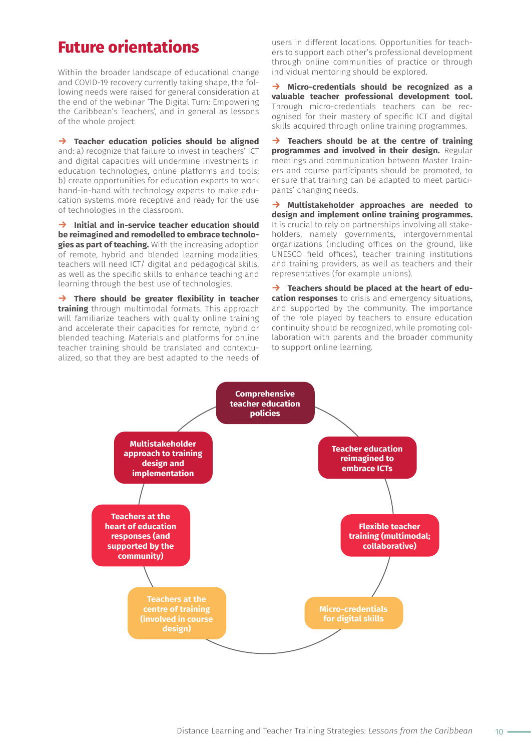# Future orientations

Within the broader landscape of educational change and COVID-19 recovery currently taking shape, the following needs were raised for general consideration at the end of the webinar 'The Digital Turn: Empowering the Caribbean's Teachers', and in general as lessons of the whole project:

→ **Teacher education policies should be aligned** and: a) recognize that failure to invest in teachers' ICT and digital capacities will undermine investments in education technologies, online platforms and tools; b) create opportunities for education experts to work hand-in-hand with technology experts to make education systems more receptive and ready for the use of technologies in the classroom.

→ **Initial and in-service teacher education should be reimagined and remodelled to embrace technologies as part of teaching.** With the increasing adoption of remote, hybrid and blended learning modalities, teachers will need ICT/ digital and pedagogical skills, as well as the specific skills to enhance teaching and learning through the best use of technologies.

→ **There should be greater flexibility in teacher training** through multimodal formats. This approach will familiarize teachers with quality online training and accelerate their capacities for remote, hybrid or blended teaching. Materials and platforms for online teacher training should be translated and contextualized, so that they are best adapted to the needs of users in different locations. Opportunities for teachers to support each other's professional development through online communities of practice or through individual mentoring should be explored.

→ **Micro-credentials should be recognized as a valuable teacher professional development tool.** Through micro-credentials teachers can be recognised for their mastery of specific ICT and digital skills acquired through online training programmes.

→ **Teachers should be at the centre of training programmes and involved in their design.** Regular meetings and communication between Master Trainers and course participants should be promoted, to ensure that training can be adapted to meet participants' changing needs.

→ **Multistakeholder approaches are needed to design and implement online training programmes.** It is crucial to rely on partnerships involving all stakeholders, namely governments, intergovernmental organizations (including offices on the ground, like UNESCO field offices), teacher training institutions and training providers, as well as teachers and their representatives (for example unions).

→ **Teachers should be placed at the heart of education responses** to crisis and emergency situations, and supported by the community. The importance of the role played by teachers to ensure education continuity should be recognized, while promoting collaboration with parents and the broader community to support online learning.

- Comprehensive teacher education policies
- Teacher education reimagined to embrace ICTs
- Flexible teacher training (multimodal; collaborative)
- Micro-credentials for digital skills
- Teachers at the centre of training (involved in course design)
- Teachers at the heart of education responses (and supported by the community)
- Multistakeholder approach to training design and implementation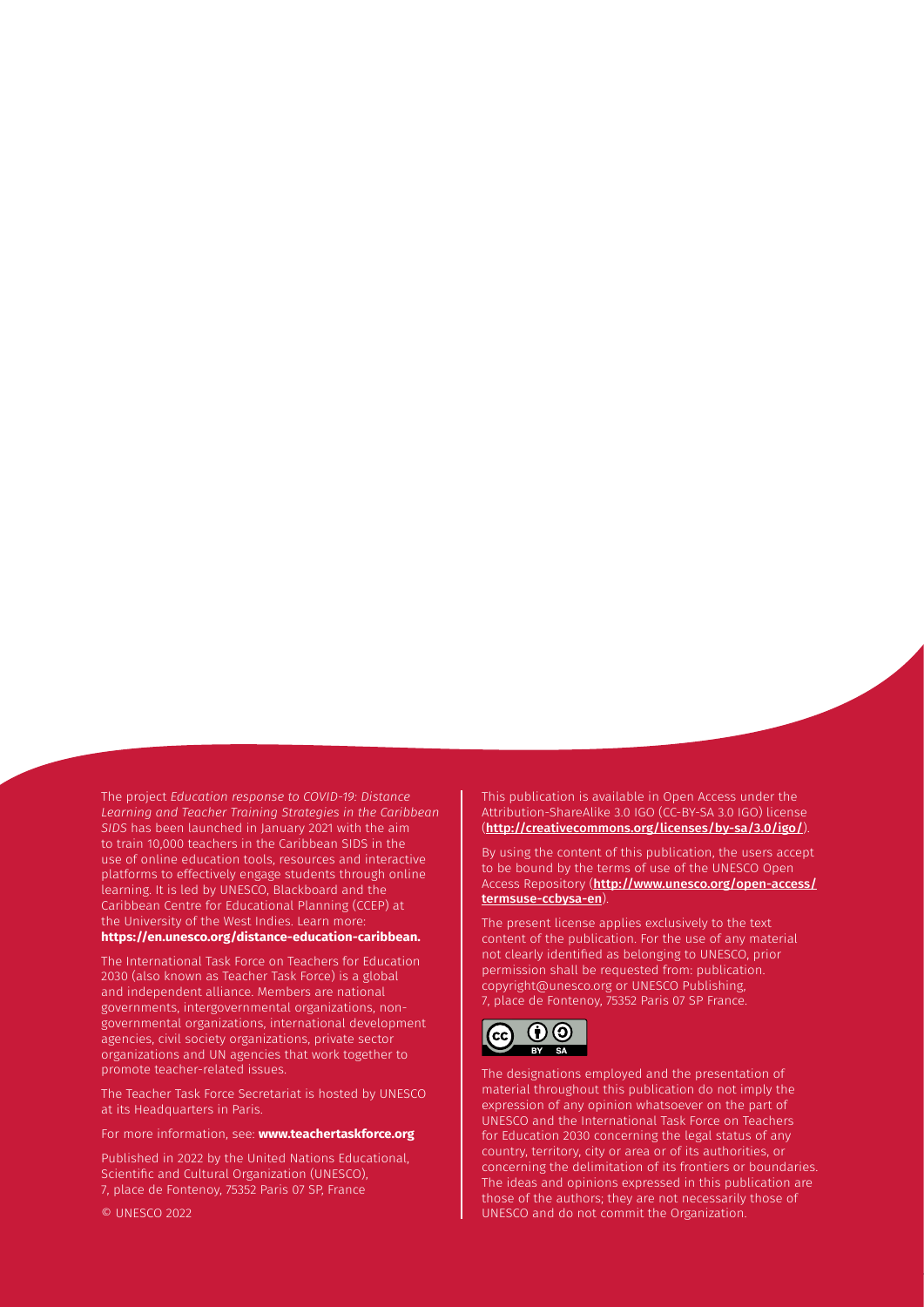The project *Education response to COVID-19: Distance Learning and Teacher Training Strategies in the Caribbean SIDS* has been launched in January 2021 with the aim to train 10,000 teachers in the Caribbean SIDS in the use of online education tools, resources and interactive platforms to effectively engage students through online learning. It is led by UNESCO, Blackboard and the Caribbean Centre for Educational Planning (CCEP) at the University of the West Indies. Learn more: **https://en.unesco.org/distance-education-caribbean.**

The International Task Force on Teachers for Education 2030 (also known as Teacher Task Force) is a global and independent alliance. Members are national governments, intergovernmental organizations, non-governmental organizations, international development agencies, civil society organizations, private sector organizations and UN agencies that work together to promote teacher-related issues.

The Teacher Task Force Secretariat is hosted by UNESCO at its Headquarters in Paris.

For more information, see: **www.teachertaskforce.org**

Published in 2022 by the United Nations Educational, Scientific and Cultural Organization (UNESCO), 7, place de Fontenoy, 75352 Paris 07 SP, France

© UNESCO 2022

This publication is available in Open Access under the Attribution-ShareAlike 3.0 IGO (CC-BY-SA 3.0 IGO) license (**http://creativecommons.org/licenses/by-sa/3.0/igo/**).

By using the content of this publication, the users accept to be bound by the terms of use of the UNESCO Open Access Repository (**http://www.unesco.org/open-access/termsuse-ccbysa-en**).

The present license applies exclusively to the text content of the publication. For the use of any material not clearly identified as belonging to UNESCO, prior permission shall be requested from: publication.copyright@unesco.org or UNESCO Publishing, 7, place de Fontenoy, 75352 Paris 07 SP France.

The designations employed and the presentation of material throughout this publication do not imply the expression of any opinion whatsoever on the part of UNESCO and the International Task Force on Teachers for Education 2030 concerning the legal status of any country, territory, city or area or of its authorities, or concerning the delimitation of its frontiers or boundaries. The ideas and opinions expressed in this publication are those of the authors; they are not necessarily those of UNESCO and do not commit the Organization.